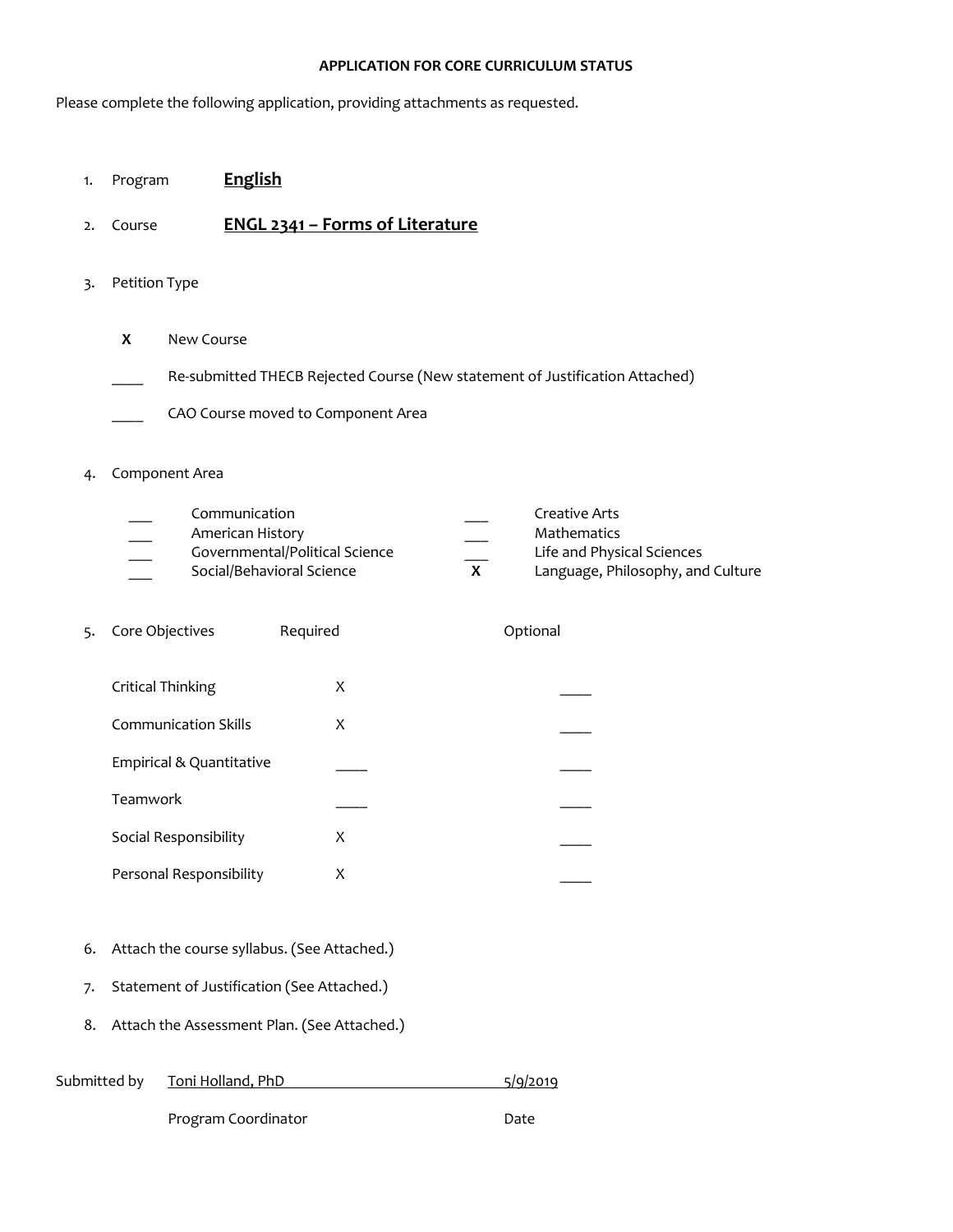# APPLICATION FOR CORE CURRICULUM STATUS

Please complete the following application, providing attachments as requested.

1. Program **English**

2. Course **ENGL 2341 – Forms of Literature**

3. Petition Type

   **X** New Course

   ____ Re-submitted THECB Rejected Course (New statement of Justification Attached)

   ____ CAO Course moved to Component Area

4. Component Area

| | | | |
|---|---|---|---|
| ___ | Communication | ___ | Creative Arts |
| ___ | American History | ___ | Mathematics |
| ___ | Governmental/Political Science | ___ | Life and Physical Sciences |
| ___ | Social/Behavioral Science | **X** | Language, Philosophy, and Culture |

5. Core Objectives

| Core Objectives | Required | Optional |
|---|---|---|
| Critical Thinking | X | ____ |
| Communication Skills | X | ____ |
| Empirical & Quantitative | ____ | ____ |
| Teamwork | ____ | ____ |
| Social Responsibility | X | ____ |
| Personal Responsibility | X | ____ |

6. Attach the course syllabus. (See Attached.)

7. Statement of Justification (See Attached.)

8. Attach the Assessment Plan. (See Attached.)

Submitted by Toni Holland, PhD 5/9/2019

Program Coordinator Date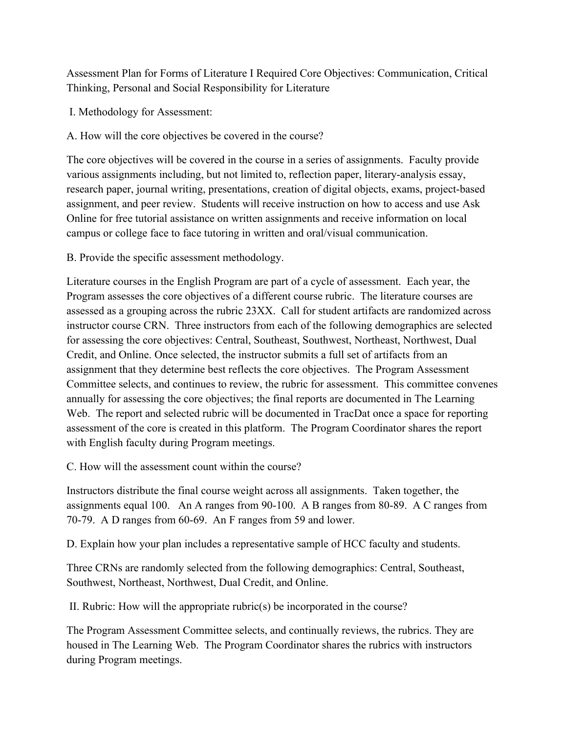Assessment Plan for Forms of Literature I Required Core Objectives: Communication, Critical Thinking, Personal and Social Responsibility for Literature

## I. Methodology for Assessment:

### A. How will the core objectives be covered in the course?

The core objectives will be covered in the course in a series of assignments. Faculty provide various assignments including, but not limited to, reflection paper, literary-analysis essay, research paper, journal writing, presentations, creation of digital objects, exams, project-based assignment, and peer review. Students will receive instruction on how to access and use Ask Online for free tutorial assistance on written assignments and receive information on local campus or college face to face tutoring in written and oral/visual communication.

### B. Provide the specific assessment methodology.

Literature courses in the English Program are part of a cycle of assessment. Each year, the Program assesses the core objectives of a different course rubric. The literature courses are assessed as a grouping across the rubric 23XX. Call for student artifacts are randomized across instructor course CRN. Three instructors from each of the following demographics are selected for assessing the core objectives: Central, Southeast, Southwest, Northeast, Northwest, Dual Credit, and Online. Once selected, the instructor submits a full set of artifacts from an assignment that they determine best reflects the core objectives. The Program Assessment Committee selects, and continues to review, the rubric for assessment. This committee convenes annually for assessing the core objectives; the final reports are documented in The Learning Web. The report and selected rubric will be documented in TracDat once a space for reporting assessment of the core is created in this platform. The Program Coordinator shares the report with English faculty during Program meetings.

### C. How will the assessment count within the course?

Instructors distribute the final course weight across all assignments. Taken together, the assignments equal 100. An A ranges from 90-100. A B ranges from 80-89. A C ranges from 70-79. A D ranges from 60-69. An F ranges from 59 and lower.

### D. Explain how your plan includes a representative sample of HCC faculty and students.

Three CRNs are randomly selected from the following demographics: Central, Southeast, Southwest, Northeast, Northwest, Dual Credit, and Online.

## II. Rubric: How will the appropriate rubric(s) be incorporated in the course?

The Program Assessment Committee selects, and continually reviews, the rubrics. They are housed in The Learning Web. The Program Coordinator shares the rubrics with instructors during Program meetings.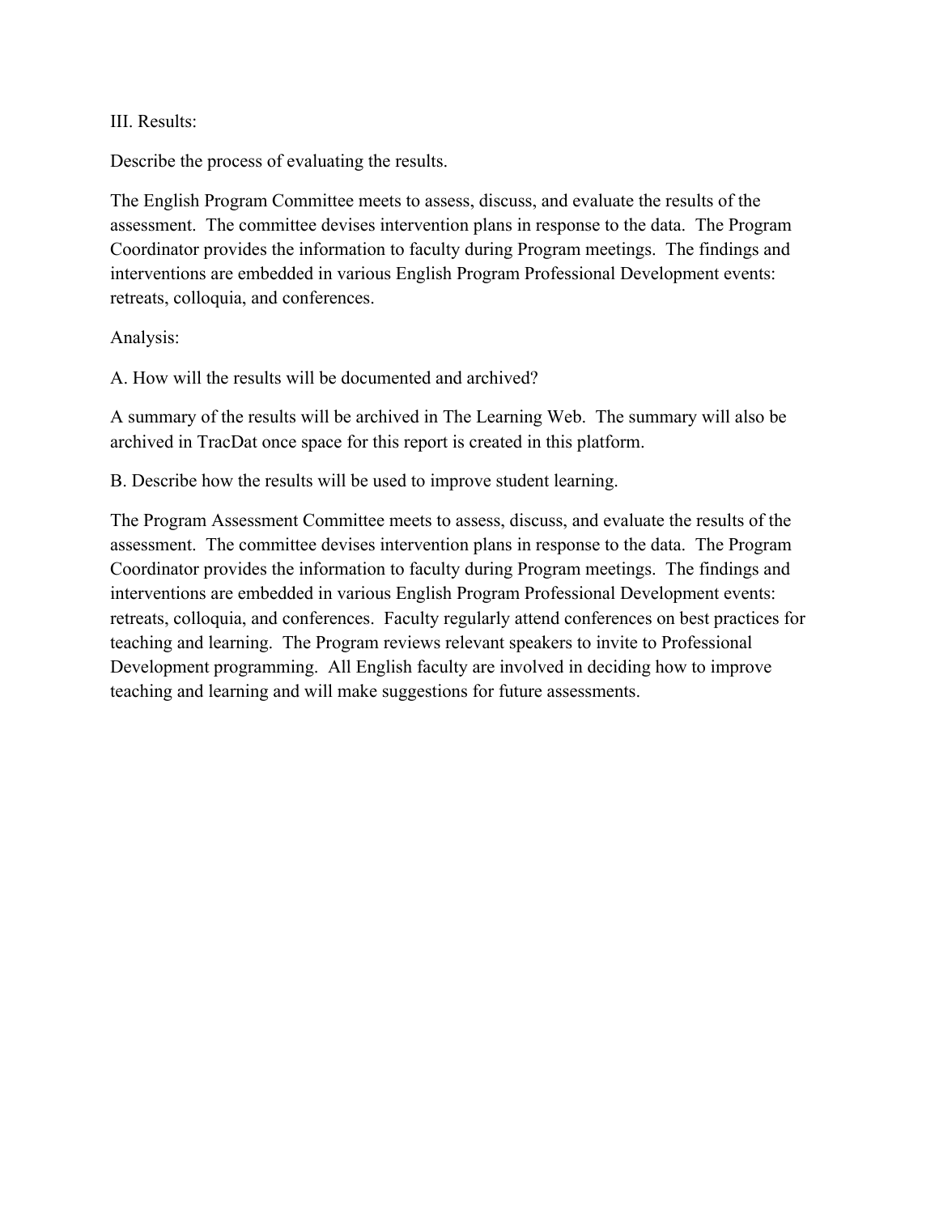III. Results:

Describe the process of evaluating the results.

The English Program Committee meets to assess, discuss, and evaluate the results of the assessment. The committee devises intervention plans in response to the data. The Program Coordinator provides the information to faculty during Program meetings. The findings and interventions are embedded in various English Program Professional Development events: retreats, colloquia, and conferences.

Analysis:

A. How will the results will be documented and archived?

A summary of the results will be archived in The Learning Web. The summary will also be archived in TracDat once space for this report is created in this platform.

B. Describe how the results will be used to improve student learning.

The Program Assessment Committee meets to assess, discuss, and evaluate the results of the assessment. The committee devises intervention plans in response to the data. The Program Coordinator provides the information to faculty during Program meetings. The findings and interventions are embedded in various English Program Professional Development events: retreats, colloquia, and conferences. Faculty regularly attend conferences on best practices for teaching and learning. The Program reviews relevant speakers to invite to Professional Development programming. All English faculty are involved in deciding how to improve teaching and learning and will make suggestions for future assessments.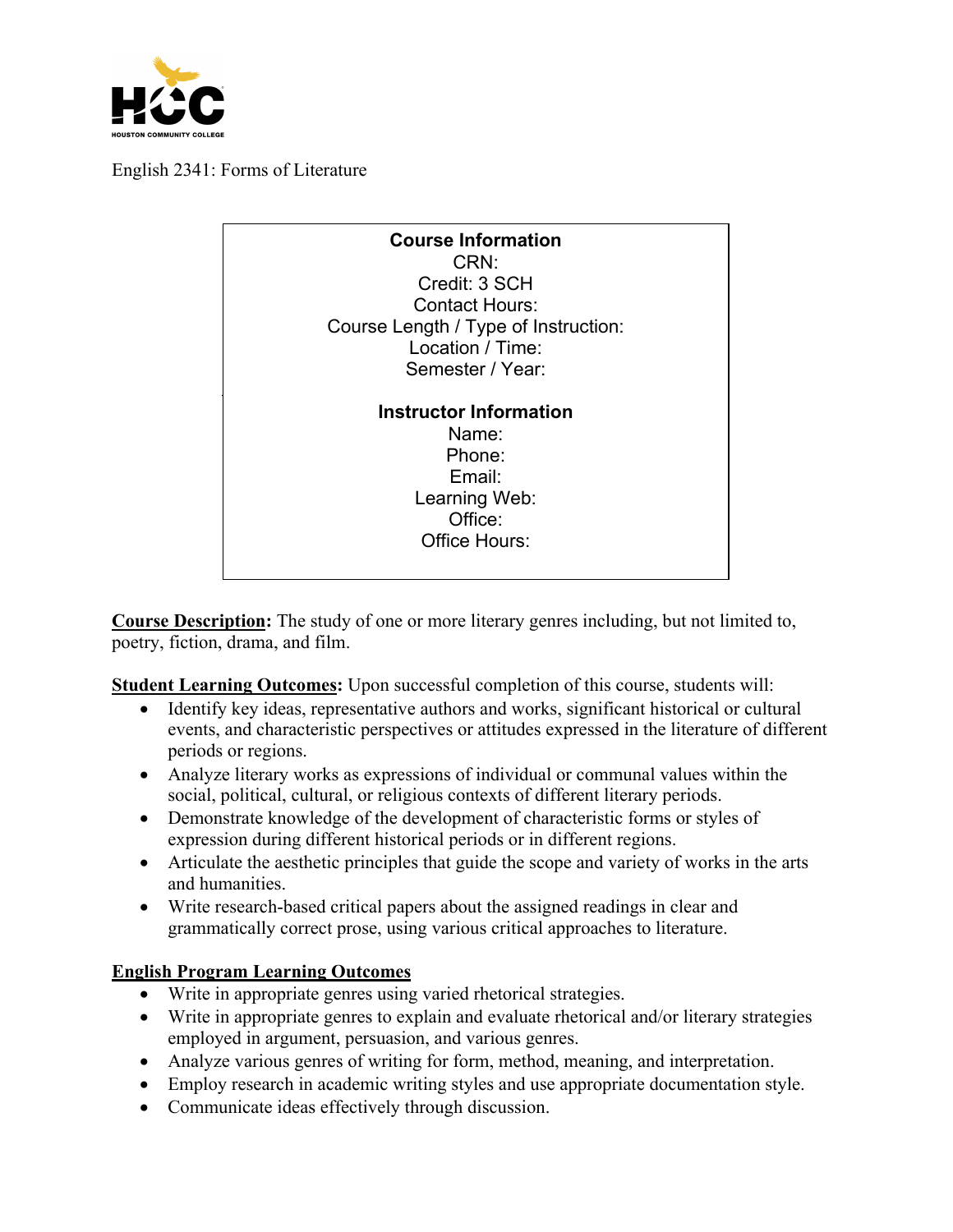English 2341: Forms of Literature

**Course Information**
CRN:
Credit: 3 SCH
Contact Hours:
Course Length / Type of Instruction:
Location / Time:
Semester / Year:

**Instructor Information**
Name:
Phone:
Email:
Learning Web:
Office:
Office Hours:

**Course Description:** The study of one or more literary genres including, but not limited to, poetry, fiction, drama, and film.

**Student Learning Outcomes:** Upon successful completion of this course, students will:

- Identify key ideas, representative authors and works, significant historical or cultural events, and characteristic perspectives or attitudes expressed in the literature of different periods or regions.
- Analyze literary works as expressions of individual or communal values within the social, political, cultural, or religious contexts of different literary periods.
- Demonstrate knowledge of the development of characteristic forms or styles of expression during different historical periods or in different regions.
- Articulate the aesthetic principles that guide the scope and variety of works in the arts and humanities.
- Write research-based critical papers about the assigned readings in clear and grammatically correct prose, using various critical approaches to literature.

**English Program Learning Outcomes**

- Write in appropriate genres using varied rhetorical strategies.
- Write in appropriate genres to explain and evaluate rhetorical and/or literary strategies employed in argument, persuasion, and various genres.
- Analyze various genres of writing for form, method, meaning, and interpretation.
- Employ research in academic writing styles and use appropriate documentation style.
- Communicate ideas effectively through discussion.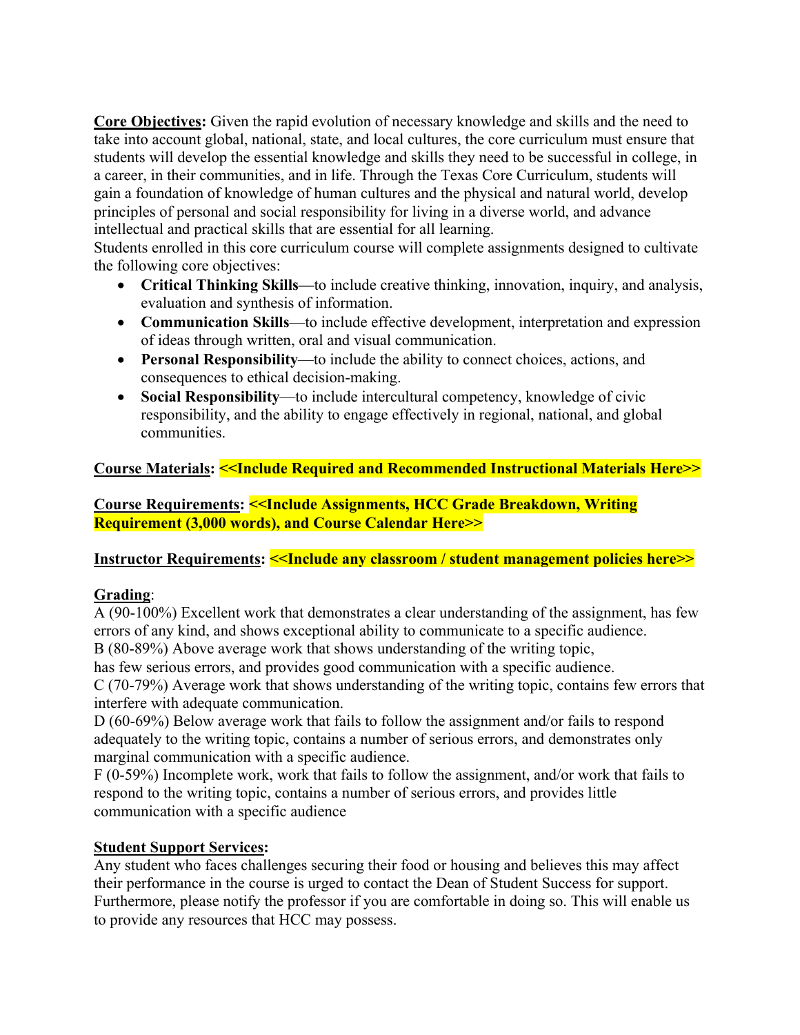**<u>Core Objectives</u>:** Given the rapid evolution of necessary knowledge and skills and the need to take into account global, national, state, and local cultures, the core curriculum must ensure that students will develop the essential knowledge and skills they need to be successful in college, in a career, in their communities, and in life. Through the Texas Core Curriculum, students will gain a foundation of knowledge of human cultures and the physical and natural world, develop principles of personal and social responsibility for living in a diverse world, and advance intellectual and practical skills that are essential for all learning.
Students enrolled in this core curriculum course will complete assignments designed to cultivate the following core objectives:

- **Critical Thinking Skills—**to include creative thinking, innovation, inquiry, and analysis, evaluation and synthesis of information.
- **Communication Skills**—to include effective development, interpretation and expression of ideas through written, oral and visual communication.
- **Personal Responsibility**—to include the ability to connect choices, actions, and consequences to ethical decision-making.
- **Social Responsibility**—to include intercultural competency, knowledge of civic responsibility, and the ability to engage effectively in regional, national, and global communities.

**<u>Course Materials</u>: <<Include Required and Recommended Instructional Materials Here>>**

**<u>Course Requirements</u>: <<Include Assignments, HCC Grade Breakdown, Writing Requirement (3,000 words), and Course Calendar Here>>**

**<u>Instructor Requirements</u>: <<Include any classroom / student management policies here>>**

**<u>Grading</u>**:
A (90-100%) Excellent work that demonstrates a clear understanding of the assignment, has few errors of any kind, and shows exceptional ability to communicate to a specific audience.
B (80-89%) Above average work that shows understanding of the writing topic,
has few serious errors, and provides good communication with a specific audience.
C (70-79%) Average work that shows understanding of the writing topic, contains few errors that interfere with adequate communication.
D (60-69%) Below average work that fails to follow the assignment and/or fails to respond adequately to the writing topic, contains a number of serious errors, and demonstrates only marginal communication with a specific audience.
F (0-59%) Incomplete work, work that fails to follow the assignment, and/or work that fails to respond to the writing topic, contains a number of serious errors, and provides little communication with a specific audience

**<u>Student Support Services</u>:**
Any student who faces challenges securing their food or housing and believes this may affect their performance in the course is urged to contact the Dean of Student Success for support. Furthermore, please notify the professor if you are comfortable in doing so. This will enable us to provide any resources that HCC may possess.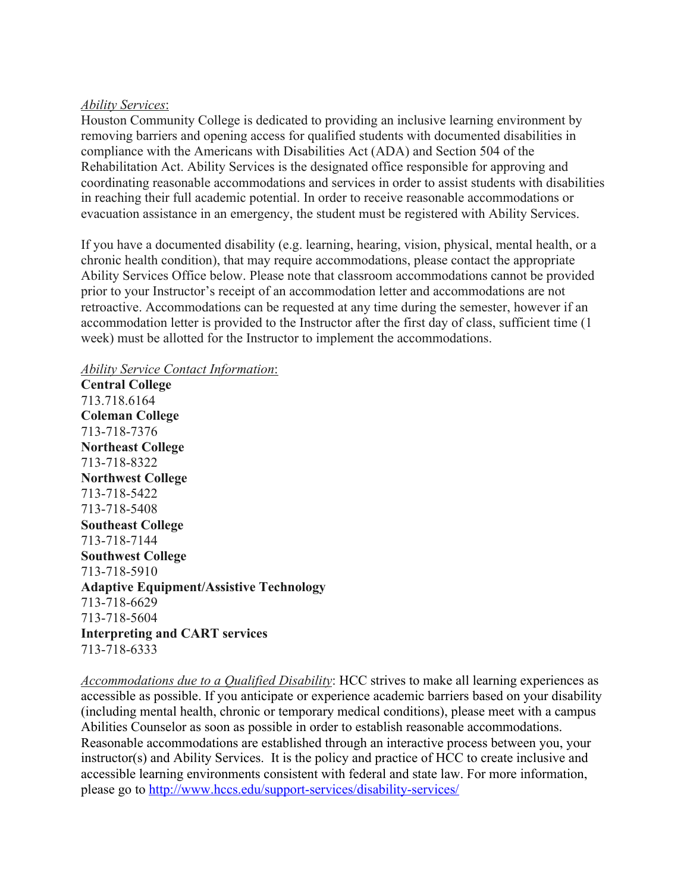*Ability Services*:
Houston Community College is dedicated to providing an inclusive learning environment by removing barriers and opening access for qualified students with documented disabilities in compliance with the Americans with Disabilities Act (ADA) and Section 504 of the Rehabilitation Act. Ability Services is the designated office responsible for approving and coordinating reasonable accommodations and services in order to assist students with disabilities in reaching their full academic potential. In order to receive reasonable accommodations or evacuation assistance in an emergency, the student must be registered with Ability Services.

If you have a documented disability (e.g. learning, hearing, vision, physical, mental health, or a chronic health condition), that may require accommodations, please contact the appropriate Ability Services Office below. Please note that classroom accommodations cannot be provided prior to your Instructor's receipt of an accommodation letter and accommodations are not retroactive. Accommodations can be requested at any time during the semester, however if an accommodation letter is provided to the Instructor after the first day of class, sufficient time (1 week) must be allotted for the Instructor to implement the accommodations.

*Ability Service Contact Information*:

**Central College**
713.718.6164
**Coleman College**
713-718-7376
**Northeast College**
713-718-8322
**Northwest College**
713-718-5422
713-718-5408
**Southeast College**
713-718-7144
**Southwest College**
713-718-5910
**Adaptive Equipment/Assistive Technology**
713-718-6629
713-718-5604
**Interpreting and CART services**
713-718-6333

*Accommodations due to a Qualified Disability*: HCC strives to make all learning experiences as accessible as possible. If you anticipate or experience academic barriers based on your disability (including mental health, chronic or temporary medical conditions), please meet with a campus Abilities Counselor as soon as possible in order to establish reasonable accommodations. Reasonable accommodations are established through an interactive process between you, your instructor(s) and Ability Services. It is the policy and practice of HCC to create inclusive and accessible learning environments consistent with federal and state law. For more information, please go to http://www.hccs.edu/support-services/disability-services/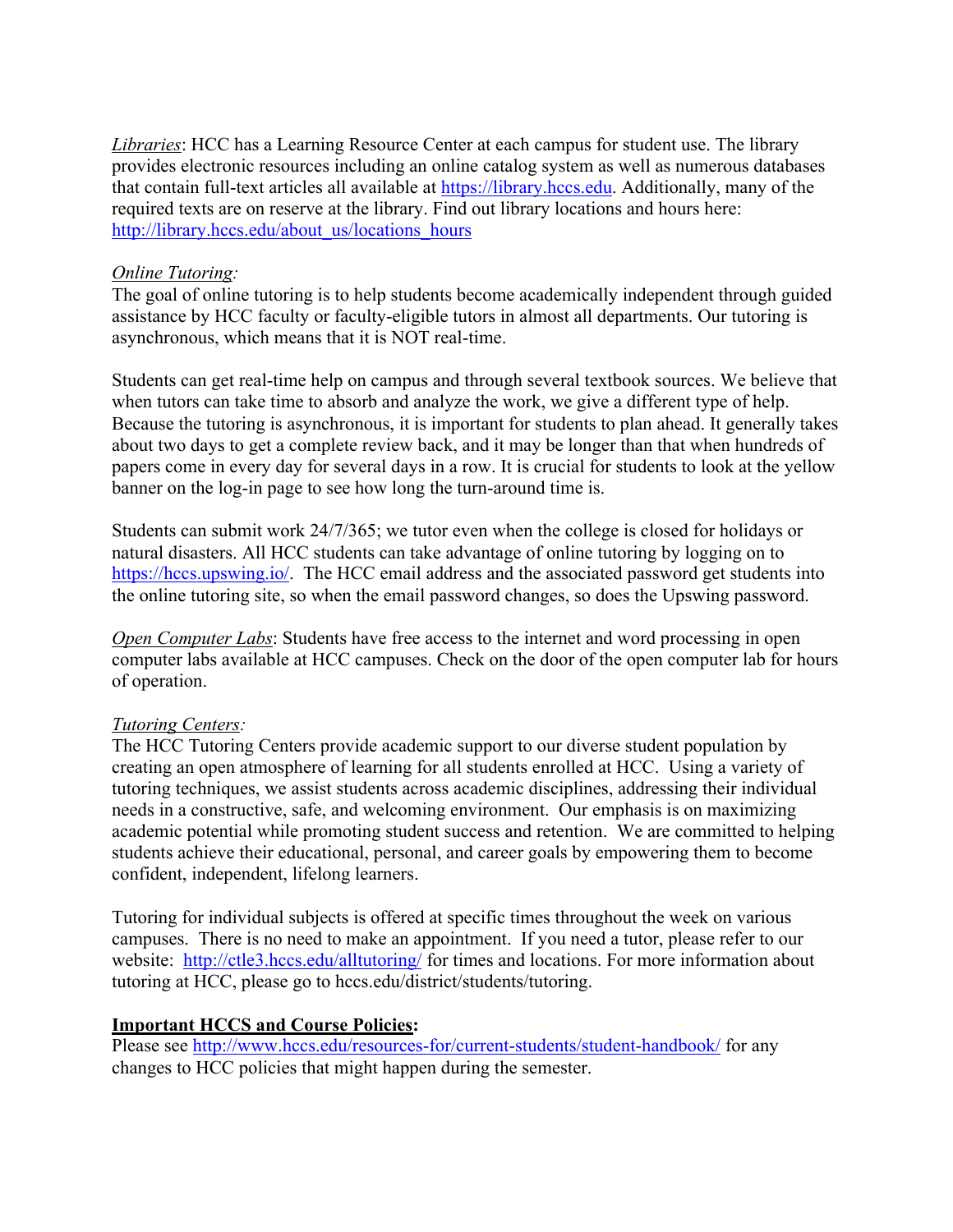*Libraries*: HCC has a Learning Resource Center at each campus for student use. The library provides electronic resources including an online catalog system as well as numerous databases that contain full-text articles all available at https://library.hccs.edu. Additionally, many of the required texts are on reserve at the library. Find out library locations and hours here: http://library.hccs.edu/about_us/locations_hours

*Online Tutoring:*
The goal of online tutoring is to help students become academically independent through guided assistance by HCC faculty or faculty-eligible tutors in almost all departments. Our tutoring is asynchronous, which means that it is NOT real-time.

Students can get real-time help on campus and through several textbook sources. We believe that when tutors can take time to absorb and analyze the work, we give a different type of help. Because the tutoring is asynchronous, it is important for students to plan ahead. It generally takes about two days to get a complete review back, and it may be longer than that when hundreds of papers come in every day for several days in a row. It is crucial for students to look at the yellow banner on the log-in page to see how long the turn-around time is.

Students can submit work 24/7/365; we tutor even when the college is closed for holidays or natural disasters. All HCC students can take advantage of online tutoring by logging on to https://hccs.upswing.io/. The HCC email address and the associated password get students into the online tutoring site, so when the email password changes, so does the Upswing password.

*Open Computer Labs*: Students have free access to the internet and word processing in open computer labs available at HCC campuses. Check on the door of the open computer lab for hours of operation.

*Tutoring Centers:*
The HCC Tutoring Centers provide academic support to our diverse student population by creating an open atmosphere of learning for all students enrolled at HCC. Using a variety of tutoring techniques, we assist students across academic disciplines, addressing their individual needs in a constructive, safe, and welcoming environment. Our emphasis is on maximizing academic potential while promoting student success and retention. We are committed to helping students achieve their educational, personal, and career goals by empowering them to become confident, independent, lifelong learners.

Tutoring for individual subjects is offered at specific times throughout the week on various campuses. There is no need to make an appointment. If you need a tutor, please refer to our website: http://ctle3.hccs.edu/alltutoring/ for times and locations. For more information about tutoring at HCC, please go to hccs.edu/district/students/tutoring.

**Important HCCS and Course Policies:**
Please see http://www.hccs.edu/resources-for/current-students/student-handbook/ for any changes to HCC policies that might happen during the semester.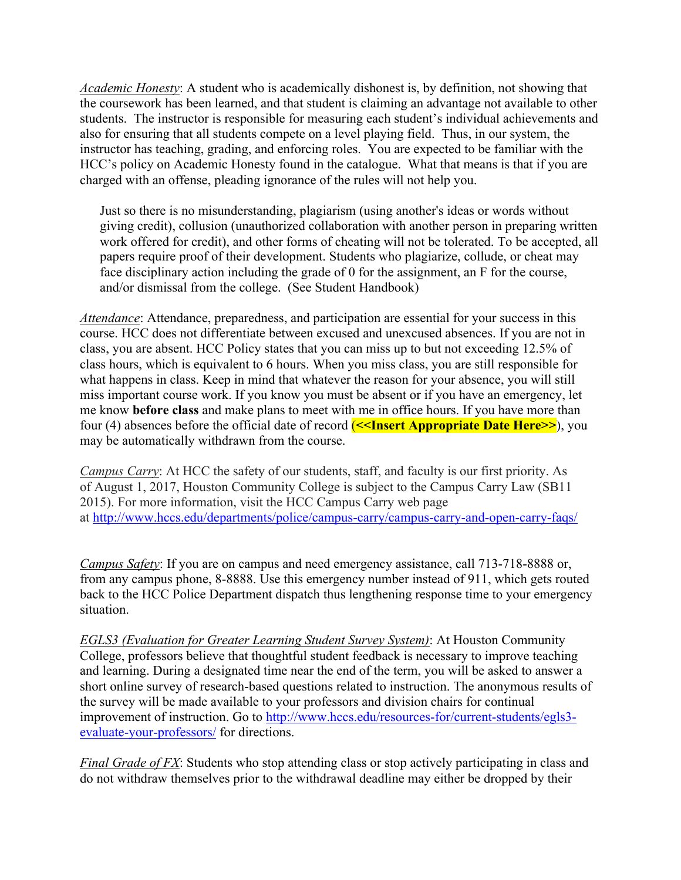*Academic Honesty*: A student who is academically dishonest is, by definition, not showing that the coursework has been learned, and that student is claiming an advantage not available to other students. The instructor is responsible for measuring each student's individual achievements and also for ensuring that all students compete on a level playing field. Thus, in our system, the instructor has teaching, grading, and enforcing roles. You are expected to be familiar with the HCC's policy on Academic Honesty found in the catalogue. What that means is that if you are charged with an offense, pleading ignorance of the rules will not help you.

> Just so there is no misunderstanding, plagiarism (using another's ideas or words without giving credit), collusion (unauthorized collaboration with another person in preparing written work offered for credit), and other forms of cheating will not be tolerated. To be accepted, all papers require proof of their development. Students who plagiarize, collude, or cheat may face disciplinary action including the grade of 0 for the assignment, an F for the course, and/or dismissal from the college. (See Student Handbook)

*Attendance*: Attendance, preparedness, and participation are essential for your success in this course. HCC does not differentiate between excused and unexcused absences. If you are not in class, you are absent. HCC Policy states that you can miss up to but not exceeding 12.5% of class hours, which is equivalent to 6 hours. When you miss class, you are still responsible for what happens in class. Keep in mind that whatever the reason for your absence, you will still miss important course work. If you know you must be absent or if you have an emergency, let me know **before class** and make plans to meet with me in office hours. If you have more than four (4) absences before the official date of record **(<<Insert Appropriate Date Here>>)**, you may be automatically withdrawn from the course.

*Campus Carry*: At HCC the safety of our students, staff, and faculty is our first priority. As of August 1, 2017, Houston Community College is subject to the Campus Carry Law (SB11 2015). For more information, visit the HCC Campus Carry web page at http://www.hccs.edu/departments/police/campus-carry/campus-carry-and-open-carry-faqs/

*Campus Safety*: If you are on campus and need emergency assistance, call 713-718-8888 or, from any campus phone, 8-8888. Use this emergency number instead of 911, which gets routed back to the HCC Police Department dispatch thus lengthening response time to your emergency situation.

*EGLS3 (Evaluation for Greater Learning Student Survey System)*: At Houston Community College, professors believe that thoughtful student feedback is necessary to improve teaching and learning. During a designated time near the end of the term, you will be asked to answer a short online survey of research-based questions related to instruction. The anonymous results of the survey will be made available to your professors and division chairs for continual improvement of instruction. Go to http://www.hccs.edu/resources-for/current-students/egls3-evaluate-your-professors/ for directions.

*Final Grade of FX*: Students who stop attending class or stop actively participating in class and do not withdraw themselves prior to the withdrawal deadline may either be dropped by their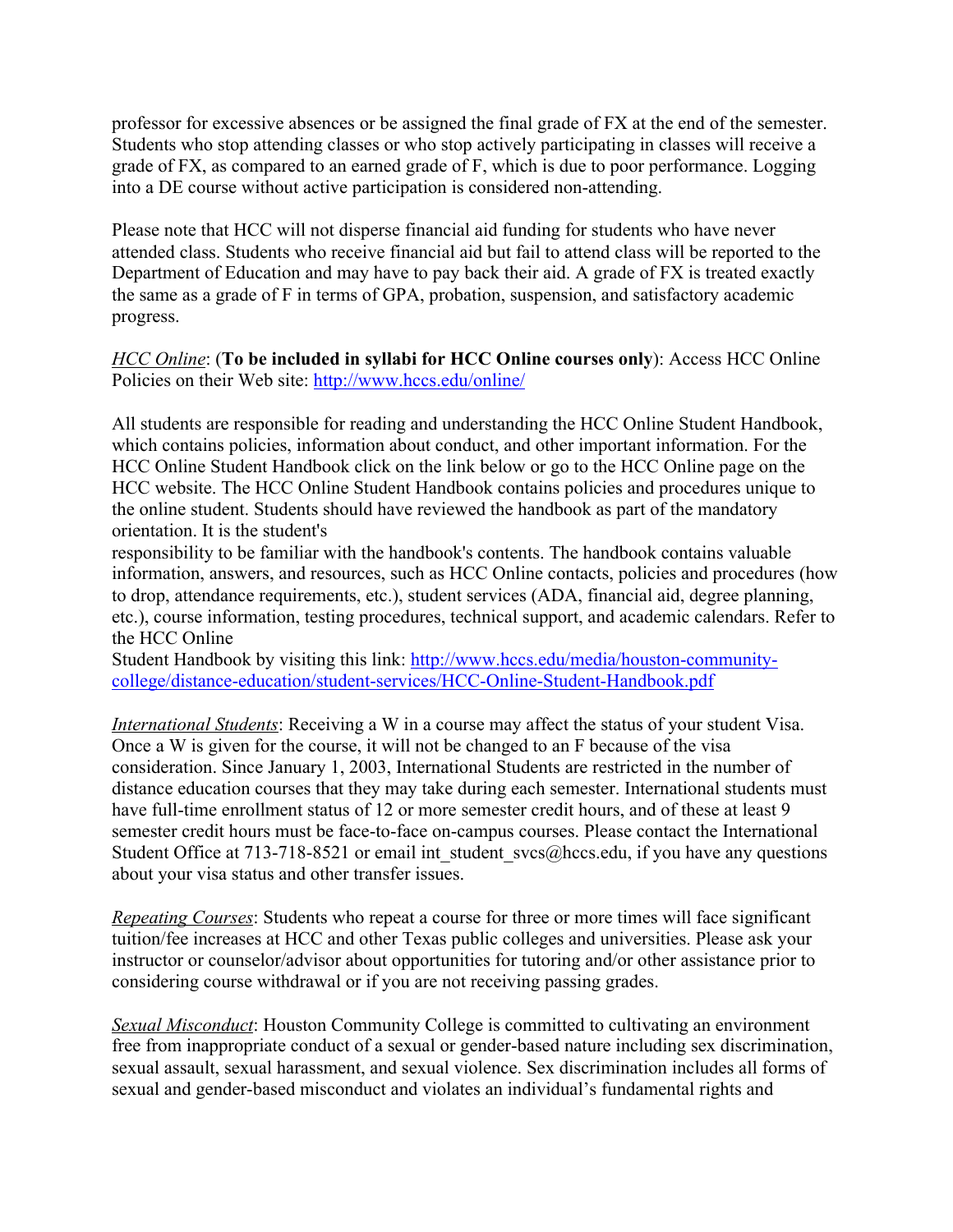professor for excessive absences or be assigned the final grade of FX at the end of the semester. Students who stop attending classes or who stop actively participating in classes will receive a grade of FX, as compared to an earned grade of F, which is due to poor performance. Logging into a DE course without active participation is considered non-attending.

Please note that HCC will not disperse financial aid funding for students who have never attended class. Students who receive financial aid but fail to attend class will be reported to the Department of Education and may have to pay back their aid. A grade of FX is treated exactly the same as a grade of F in terms of GPA, probation, suspension, and satisfactory academic progress.

*HCC Online*: (**To be included in syllabi for HCC Online courses only**): Access HCC Online Policies on their Web site: [http://www.hccs.edu/online/](http://www.hccs.edu/online/)

All students are responsible for reading and understanding the HCC Online Student Handbook, which contains policies, information about conduct, and other important information. For the HCC Online Student Handbook click on the link below or go to the HCC Online page on the HCC website. The HCC Online Student Handbook contains policies and procedures unique to the online student. Students should have reviewed the handbook as part of the mandatory orientation. It is the student's responsibility to be familiar with the handbook's contents. The handbook contains valuable information, answers, and resources, such as HCC Online contacts, policies and procedures (how to drop, attendance requirements, etc.), student services (ADA, financial aid, degree planning, etc.), course information, testing procedures, technical support, and academic calendars. Refer to the HCC Online Student Handbook by visiting this link: [http://www.hccs.edu/media/houston-community-college/distance-education/student-services/HCC-Online-Student-Handbook.pdf](http://www.hccs.edu/media/houston-community-college/distance-education/student-services/HCC-Online-Student-Handbook.pdf)

*International Students*: Receiving a W in a course may affect the status of your student Visa. Once a W is given for the course, it will not be changed to an F because of the visa consideration. Since January 1, 2003, International Students are restricted in the number of distance education courses that they may take during each semester. International students must have full-time enrollment status of 12 or more semester credit hours, and of these at least 9 semester credit hours must be face-to-face on-campus courses. Please contact the International Student Office at 713-718-8521 or email int_student_svcs@hccs.edu, if you have any questions about your visa status and other transfer issues.

*Repeating Courses*: Students who repeat a course for three or more times will face significant tuition/fee increases at HCC and other Texas public colleges and universities. Please ask your instructor or counselor/advisor about opportunities for tutoring and/or other assistance prior to considering course withdrawal or if you are not receiving passing grades.

*Sexual Misconduct*: Houston Community College is committed to cultivating an environment free from inappropriate conduct of a sexual or gender-based nature including sex discrimination, sexual assault, sexual harassment, and sexual violence. Sex discrimination includes all forms of sexual and gender-based misconduct and violates an individual's fundamental rights and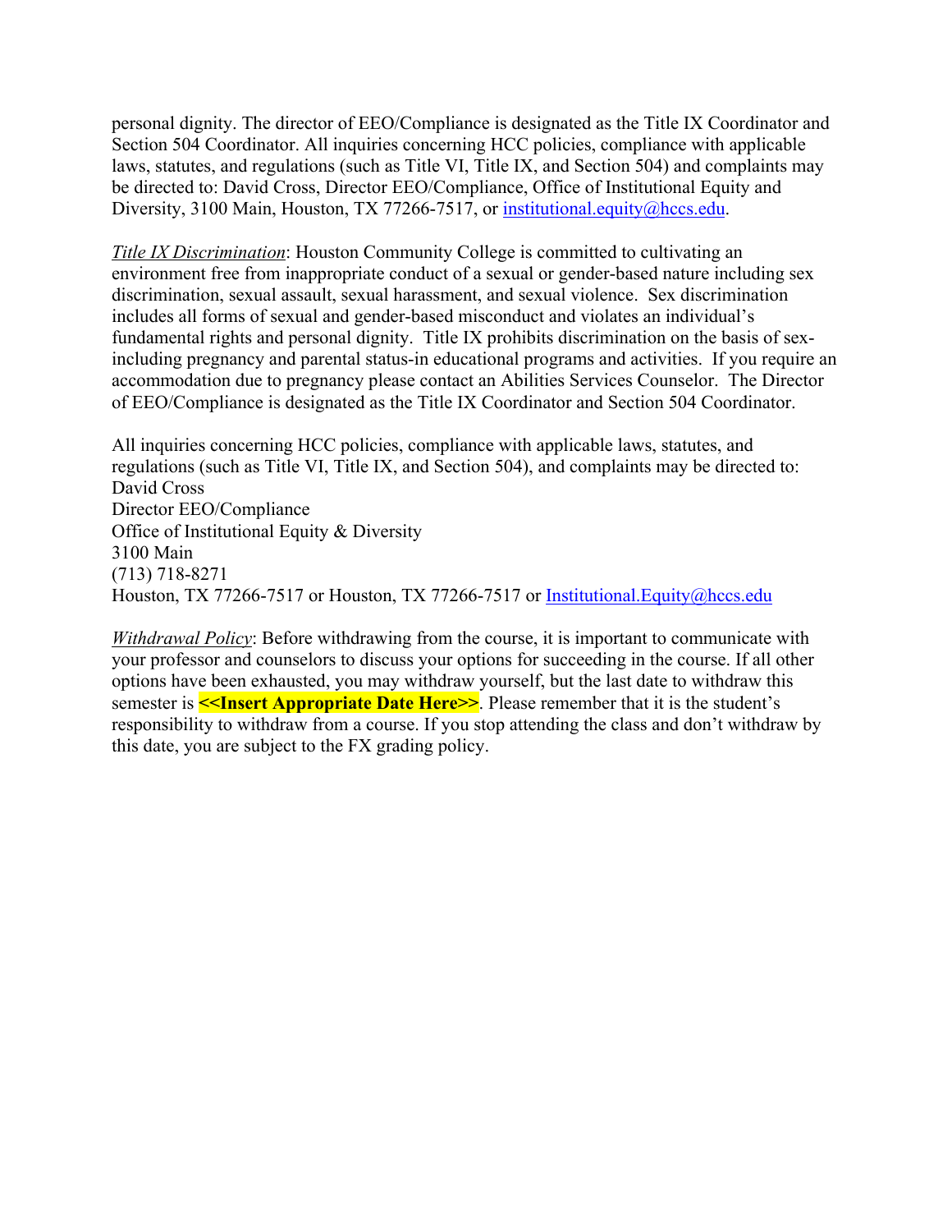personal dignity. The director of EEO/Compliance is designated as the Title IX Coordinator and Section 504 Coordinator. All inquiries concerning HCC policies, compliance with applicable laws, statutes, and regulations (such as Title VI, Title IX, and Section 504) and complaints may be directed to: David Cross, Director EEO/Compliance, Office of Institutional Equity and Diversity, 3100 Main, Houston, TX 77266-7517, or institutional.equity@hccs.edu.

*Title IX Discrimination*: Houston Community College is committed to cultivating an environment free from inappropriate conduct of a sexual or gender-based nature including sex discrimination, sexual assault, sexual harassment, and sexual violence. Sex discrimination includes all forms of sexual and gender-based misconduct and violates an individual's fundamental rights and personal dignity. Title IX prohibits discrimination on the basis of sex-including pregnancy and parental status-in educational programs and activities. If you require an accommodation due to pregnancy please contact an Abilities Services Counselor. The Director of EEO/Compliance is designated as the Title IX Coordinator and Section 504 Coordinator.

All inquiries concerning HCC policies, compliance with applicable laws, statutes, and regulations (such as Title VI, Title IX, and Section 504), and complaints may be directed to:
David Cross
Director EEO/Compliance
Office of Institutional Equity & Diversity
3100 Main
(713) 718-8271
Houston, TX 77266-7517 or Houston, TX 77266-7517 or Institutional.Equity@hccs.edu

*Withdrawal Policy*: Before withdrawing from the course, it is important to communicate with your professor and counselors to discuss your options for succeeding in the course. If all other options have been exhausted, you may withdraw yourself, but the last date to withdraw this semester is **<<Insert Appropriate Date Here>>**. Please remember that it is the student's responsibility to withdraw from a course. If you stop attending the class and don't withdraw by this date, you are subject to the FX grading policy.